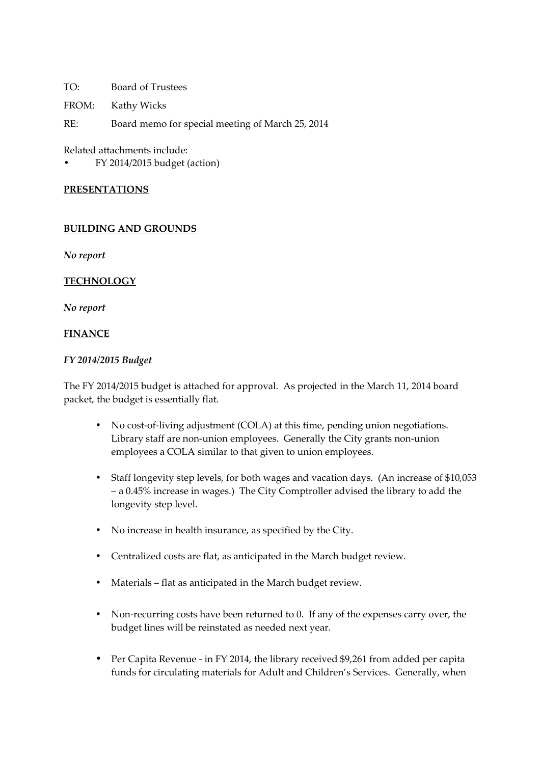TO: Board of Trustees

FROM: Kathy Wicks

RE: Board memo for special meeting of March 25, 2014

Related attachments include:

- FY 2014/2015 budget (action)

**PRESENTATIONS**

**BUILDING AND GROUNDS**

***No report***

**TECHNOLOGY**

***No report***

**FINANCE**

***FY 2014/2015 Budget***

The FY 2014/2015 budget is attached for approval. As projected in the March 11, 2014 board packet, the budget is essentially flat.

- No cost-of-living adjustment (COLA) at this time, pending union negotiations. Library staff are non-union employees. Generally the City grants non-union employees a COLA similar to that given to union employees.
- Staff longevity step levels, for both wages and vacation days. (An increase of $10,053 – a 0.45% increase in wages.) The City Comptroller advised the library to add the longevity step level.
- No increase in health insurance, as specified by the City.
- Centralized costs are flat, as anticipated in the March budget review.
- Materials – flat as anticipated in the March budget review.
- Non-recurring costs have been returned to 0. If any of the expenses carry over, the budget lines will be reinstated as needed next year.
- Per Capita Revenue - in FY 2014, the library received $9,261 from added per capita funds for circulating materials for Adult and Children's Services. Generally, when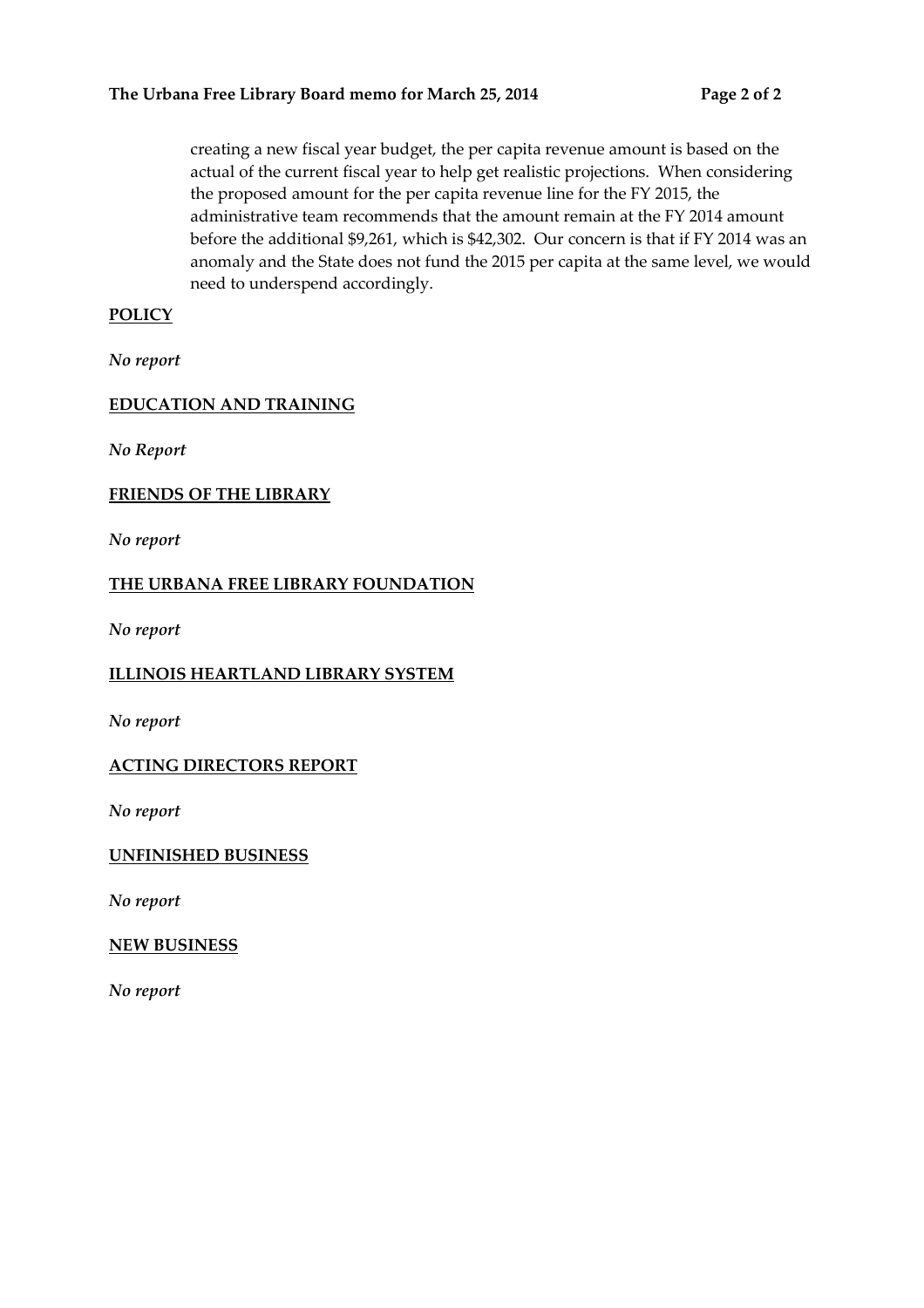creating a new fiscal year budget, the per capita revenue amount is based on the actual of the current fiscal year to help get realistic projections. When considering the proposed amount for the per capita revenue line for the FY 2015, the administrative team recommends that the amount remain at the FY 2014 amount before the additional $9,261, which is $42,302. Our concern is that if FY 2014 was an anomaly and the State does not fund the 2015 per capita at the same level, we would need to underspend accordingly.

## POLICY

*No report*

## EDUCATION AND TRAINING

*No Report*

## FRIENDS OF THE LIBRARY

*No report*

## THE URBANA FREE LIBRARY FOUNDATION

*No report*

## ILLINOIS HEARTLAND LIBRARY SYSTEM

*No report*

## ACTING DIRECTORS REPORT

*No report*

## UNFINISHED BUSINESS

*No report*

## NEW BUSINESS

*No report*